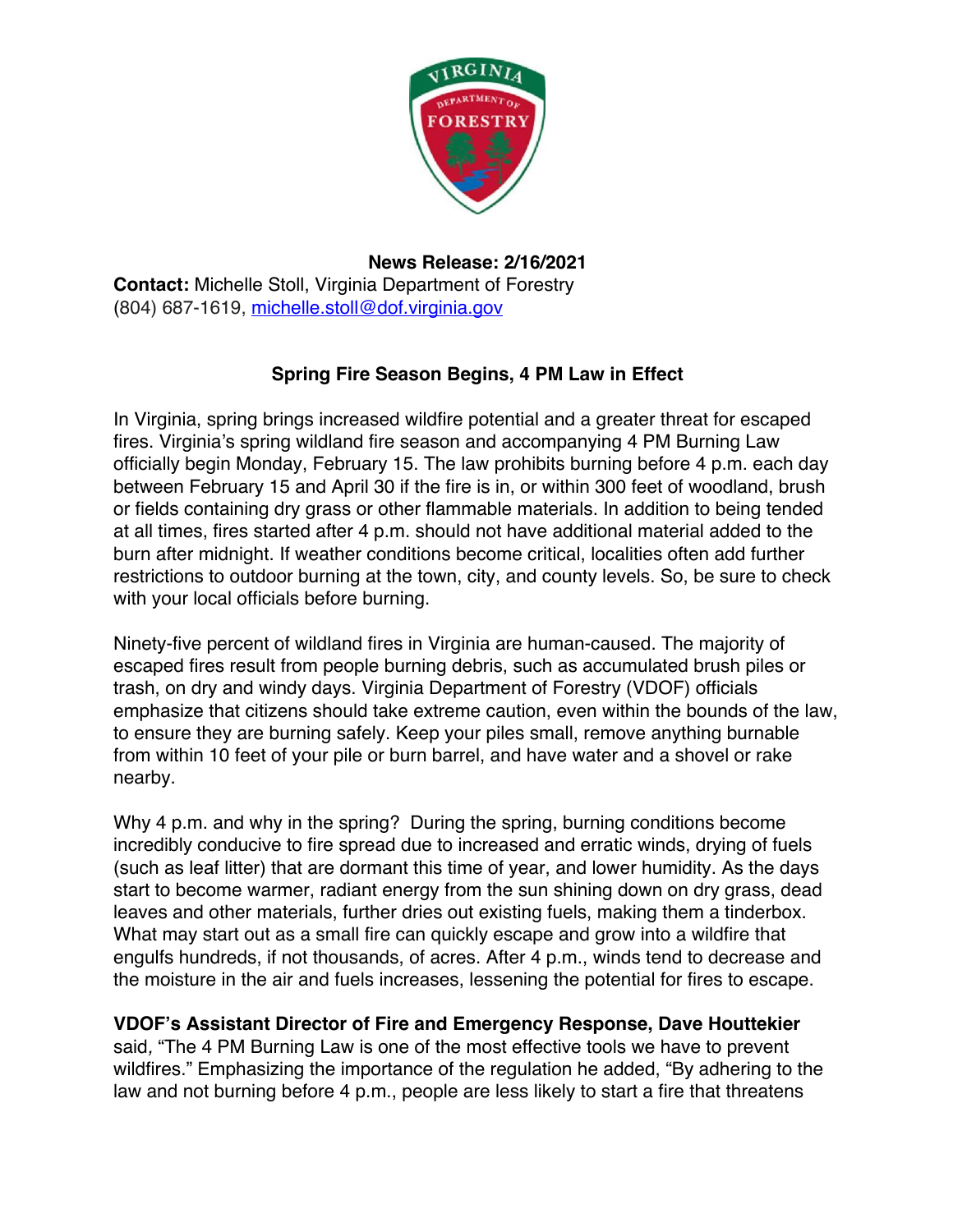**News Release: 2/16/2021**

**Contact:** Michelle Stoll, Virginia Department of Forestry
(804) 687-1619, michelle.stoll@dof.virginia.gov

## Spring Fire Season Begins, 4 PM Law in Effect

In Virginia, spring brings increased wildfire potential and a greater threat for escaped fires. Virginia's spring wildland fire season and accompanying 4 PM Burning Law officially begin Monday, February 15. The law prohibits burning before 4 p.m. each day between February 15 and April 30 if the fire is in, or within 300 feet of woodland, brush or fields containing dry grass or other flammable materials. In addition to being tended at all times, fires started after 4 p.m. should not have additional material added to the burn after midnight. If weather conditions become critical, localities often add further restrictions to outdoor burning at the town, city, and county levels. So, be sure to check with your local officials before burning.

Ninety-five percent of wildland fires in Virginia are human-caused. The majority of escaped fires result from people burning debris, such as accumulated brush piles or trash, on dry and windy days. Virginia Department of Forestry (VDOF) officials emphasize that citizens should take extreme caution, even within the bounds of the law, to ensure they are burning safely. Keep your piles small, remove anything burnable from within 10 feet of your pile or burn barrel, and have water and a shovel or rake nearby.

Why 4 p.m. and why in the spring? During the spring, burning conditions become incredibly conducive to fire spread due to increased and erratic winds, drying of fuels (such as leaf litter) that are dormant this time of year, and lower humidity. As the days start to become warmer, radiant energy from the sun shining down on dry grass, dead leaves and other materials, further dries out existing fuels, making them a tinderbox. What may start out as a small fire can quickly escape and grow into a wildfire that engulfs hundreds, if not thousands, of acres. After 4 p.m., winds tend to decrease and the moisture in the air and fuels increases, lessening the potential for fires to escape.

**VDOF's Assistant Director of Fire and Emergency Response, Dave Houttekier** said, "The 4 PM Burning Law is one of the most effective tools we have to prevent wildfires." Emphasizing the importance of the regulation he added, "By adhering to the law and not burning before 4 p.m., people are less likely to start a fire that threatens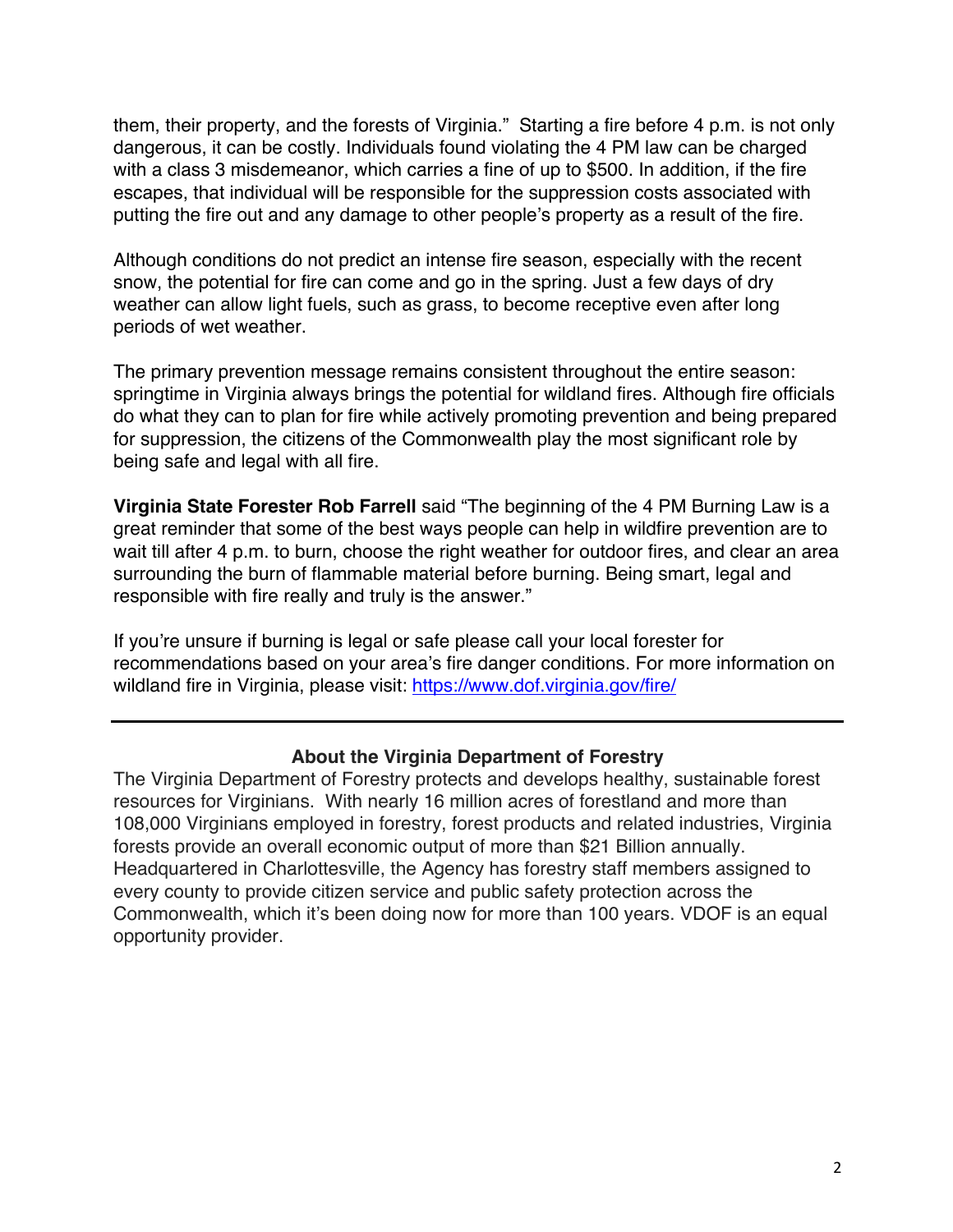them, their property, and the forests of Virginia." Starting a fire before 4 p.m. is not only dangerous, it can be costly. Individuals found violating the 4 PM law can be charged with a class 3 misdemeanor, which carries a fine of up to $500. In addition, if the fire escapes, that individual will be responsible for the suppression costs associated with putting the fire out and any damage to other people's property as a result of the fire.

Although conditions do not predict an intense fire season, especially with the recent snow, the potential for fire can come and go in the spring. Just a few days of dry weather can allow light fuels, such as grass, to become receptive even after long periods of wet weather.

The primary prevention message remains consistent throughout the entire season: springtime in Virginia always brings the potential for wildland fires. Although fire officials do what they can to plan for fire while actively promoting prevention and being prepared for suppression, the citizens of the Commonwealth play the most significant role by being safe and legal with all fire.

**Virginia State Forester Rob Farrell** said "The beginning of the 4 PM Burning Law is a great reminder that some of the best ways people can help in wildfire prevention are to wait till after 4 p.m. to burn, choose the right weather for outdoor fires, and clear an area surrounding the burn of flammable material before burning. Being smart, legal and responsible with fire really and truly is the answer."

If you're unsure if burning is legal or safe please call your local forester for recommendations based on your area's fire danger conditions. For more information on wildland fire in Virginia, please visit: [https://www.dof.virginia.gov/fire/](https://www.dof.virginia.gov/fire/)

---

**About the Virginia Department of Forestry**

The Virginia Department of Forestry protects and develops healthy, sustainable forest resources for Virginians. With nearly 16 million acres of forestland and more than 108,000 Virginians employed in forestry, forest products and related industries, Virginia forests provide an overall economic output of more than $21 Billion annually. Headquartered in Charlottesville, the Agency has forestry staff members assigned to every county to provide citizen service and public safety protection across the Commonwealth, which it's been doing now for more than 100 years. VDOF is an equal opportunity provider.